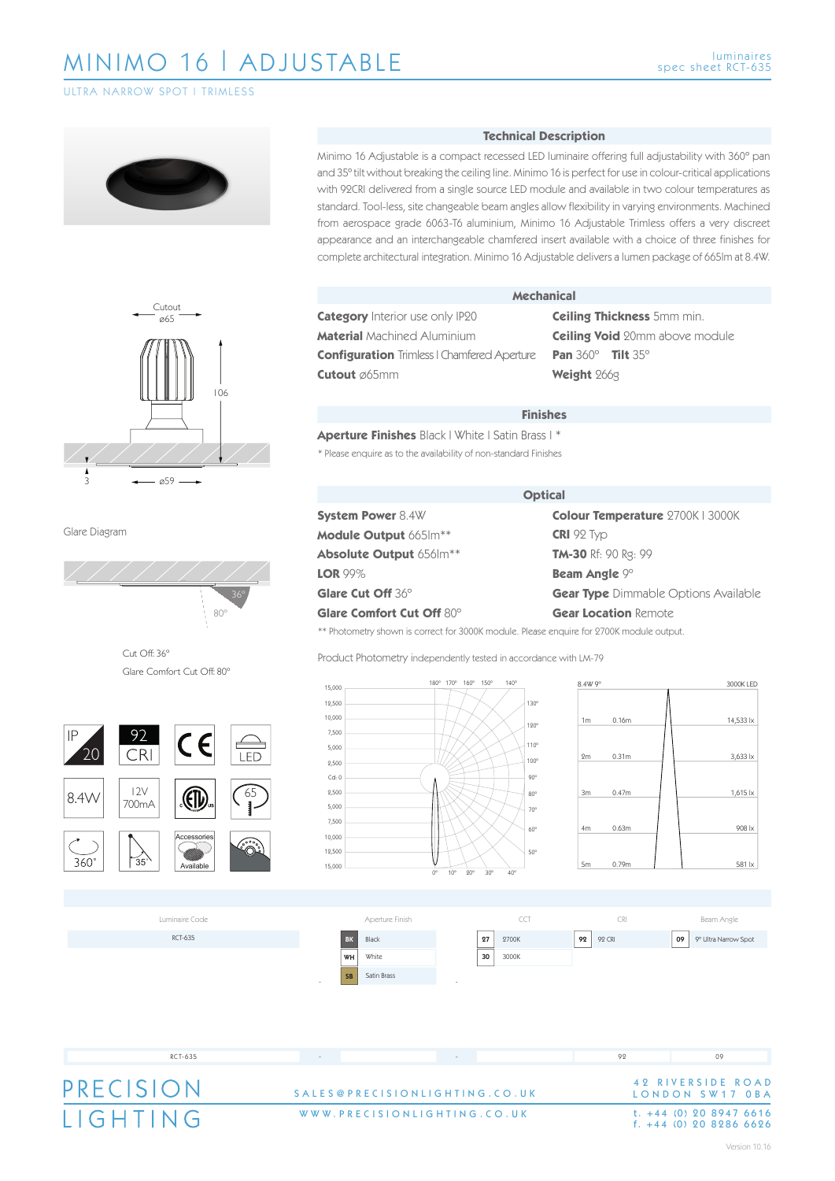# MINIMO 16 I ADJUSTABLE

luminaires
spec sheet RCT-635

ULTRA NARROW SPOT I TRIMLESS

## Technical Description

Minimo 16 Adjustable is a compact recessed LED luminaire offering full adjustability with 360° pan and 35° tilt without breaking the ceiling line. Minimo 16 is perfect for use in colour-critical applications with 92CRI delivered from a single source LED module and available in two colour temperatures as standard. Tool-less, site changeable beam angles allow flexibility in varying environments. Machined from aerospace grade 6063-T6 aluminium, Minimo 16 Adjustable Trimless offers a very discreet appearance and an interchangeable chamfered insert available with a choice of three finishes for complete architectural integration. Minimo 16 Adjustable delivers a lumen package of 665lm at 8.4W.

## Mechanical

**Category** Interior use only IP20
**Material** Machined Aluminium
**Configuration** Trimless I Chamfered Aperture
**Cutout** ø65mm
**Ceiling Thickness** 5mm min.
**Ceiling Void** 20mm above module
**Pan** 360° **Tilt** 35°
**Weight** 266g

Cutout ø65 | 106 | 3 | ø59

## Finishes

**Aperture Finishes** Black I White I Satin Brass I *

* Please enquire as to the availability of non-standard Finishes

## Optical

**System Power** 8.4W
**Module Output** 665lm**
**Absolute Output** 656lm**
**LOR** 99%
**Glare Cut Off** 36°
**Glare Comfort Cut Off** 80°
**Colour Temperature** 2700K I 3000K
**CRI** 92 Typ
**TM-30** Rf: 90 Rg: 99
**Beam Angle** 9°
**Gear Type** Dimmable Options Available
**Gear Location** Remote

** Photometry shown is correct for 3000K module. Please enquire for 2700K module output.

Glare Diagram

36° | 80°

Cut Off: 36°
Glare Comfort Cut Off: 80°

IP 20 | 92 CRI | CE | LED | 8.4W | 12V 700mA | ETL | 65 | 360° | 35° | Accessories Available

Product Photometry independently tested in accordance with LM-79

8.4W 9° — 3000K LED

| Distance | Beam diameter | Illuminance |
|---|---|---|
| 1m | 0.16m | 14,533 lx |
| 2m | 0.31m | 3,633 lx |
| 3m | 0.47m | 1,615 lx |
| 4m | 0.63m | 908 lx |
| 5m | 0.79m | 581 lx |

| Luminaire Code | Aperture Finish | CCT | CRI | Beam Angle |
|---|---|---|---|---|
| RCT-635 | BK Black | 27 2700K | 92 92 CRI | 09 9° Ultra Narrow Spot |
| | WH White | 30 3000K | | |
| | SB Satin Brass | | | |

| RCT-635 | - | - | 92 | 09 |
|---|---|---|---|---|

PRECISION LIGHTING

SALES@PRECISIONLIGHTING.CO.UK
WWW.PRECISIONLIGHTING.CO.UK

42 RIVERSIDE ROAD
LONDON SW17 0BA
t. +44 (0) 20 8947 6616
f. +44 (0) 20 8286 6626

Version 10.16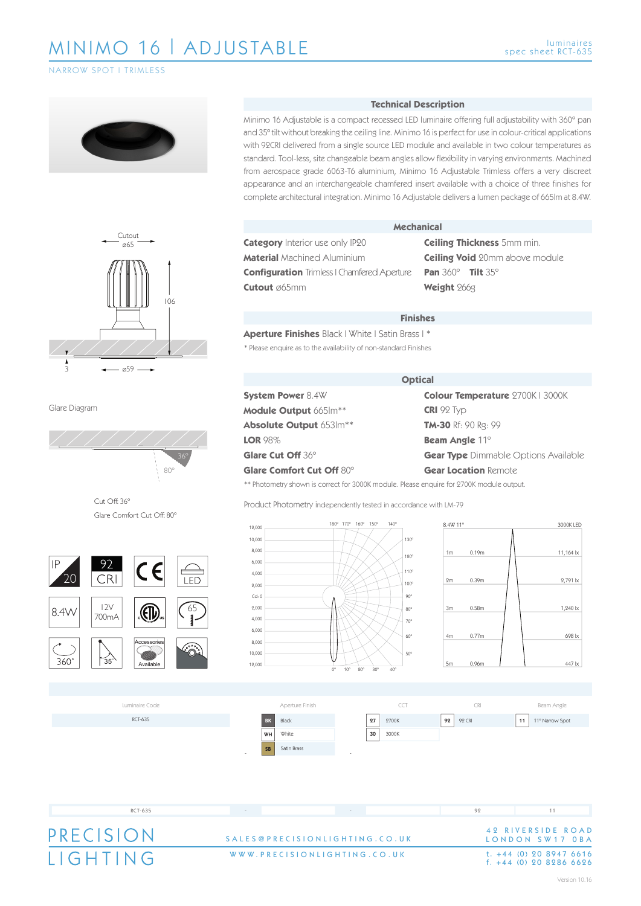# MINIMO 16 | ADJUSTABLE

NARROW SPOT | TRIMLESS

luminaires
spec sheet RCT-635

## Technical Description

Minimo 16 Adjustable is a compact recessed LED luminaire offering full adjustability with 360° pan and 35° tilt without breaking the ceiling line. Minimo 16 is perfect for use in colour-critical applications with 92CRI delivered from a single source LED module and available in two colour temperatures as standard. Tool-less, site changeable beam angles allow flexibility in varying environments. Machined from aerospace grade 6063-T6 aluminium, Minimo 16 Adjustable Trimless offers a very discreet appearance and an interchangeable chamfered insert available with a choice of three finishes for complete architectural integration. Minimo 16 Adjustable delivers a lumen package of 665lm at 8.4W.

Cutout ø65
106
3
ø59

## Mechanical

**Category** Interior use only IP20
**Material** Machined Aluminium
**Configuration** Trimless | Chamfered Aperture
**Cutout** ø65mm
**Ceiling Thickness** 5mm min.
**Ceiling Void** 20mm above module
**Pan** 360° **Tilt** 35°
**Weight** 266g

## Finishes

**Aperture Finishes** Black | White | Satin Brass | *

* Please enquire as to the availability of non-standard Finishes

Glare Diagram

36°
80°

Cut Off: 36°
Glare Comfort Cut Off: 80°

## Optical

**System Power** 8.4W
**Module Output** 665lm**
**Absolute Output** 653lm**
**LOR** 98%
**Glare Cut Off** 36°
**Glare Comfort Cut Off** 80°
**Colour Temperature** 2700K | 3000K
**CRI** 92 Typ
**TM-30** Rf: 90 Rg: 99
**Beam Angle** 11°
**Gear Type** Dimmable Options Available
**Gear Location** Remote

** Photometry shown is correct for 3000K module. Please enquire for 2700K module output.

Product Photometry independently tested in accordance with LM-79

IP 20 | 92 CRI | CE | LED | 8.4W | 12V 700mA | ETL | 65 | 360° | 35° | Accessories Available

8.4W 11° — 3000K LED

| Distance | Diameter | Illuminance |
|---|---|---|
| 1m | 0.19m | 11,164 lx |
| 2m | 0.39m | 2,791 lx |
| 3m | 0.58m | 1,240 lx |
| 4m | 0.77m | 698 lx |
| 5m | 0.96m | 447 lx |

| Luminaire Code | Aperture Finish | | CCT | | CRI | | Beam Angle | |
|---|---|---|---|---|---|---|---|---|
| RCT-635 | BK | Black | 27 | 2700K | 92 | 92 CRI | 11 | 11° Narrow Spot |
| | WH | White | 30 | 3000K | | | | |
| | SB | Satin Brass | | | | | | |

| RCT-635 | - | | - | | 92 | 11 |
|---|---|---|---|---|---|---|

PRECISION LIGHTING

SALES@PRECISIONLIGHTING.CO.UK
WWW.PRECISIONLIGHTING.CO.UK

42 RIVERSIDE ROAD
LONDON SW17 0BA
t. +44 (0) 20 8947 6616
f. +44 (0) 20 8286 6626

Version 10.16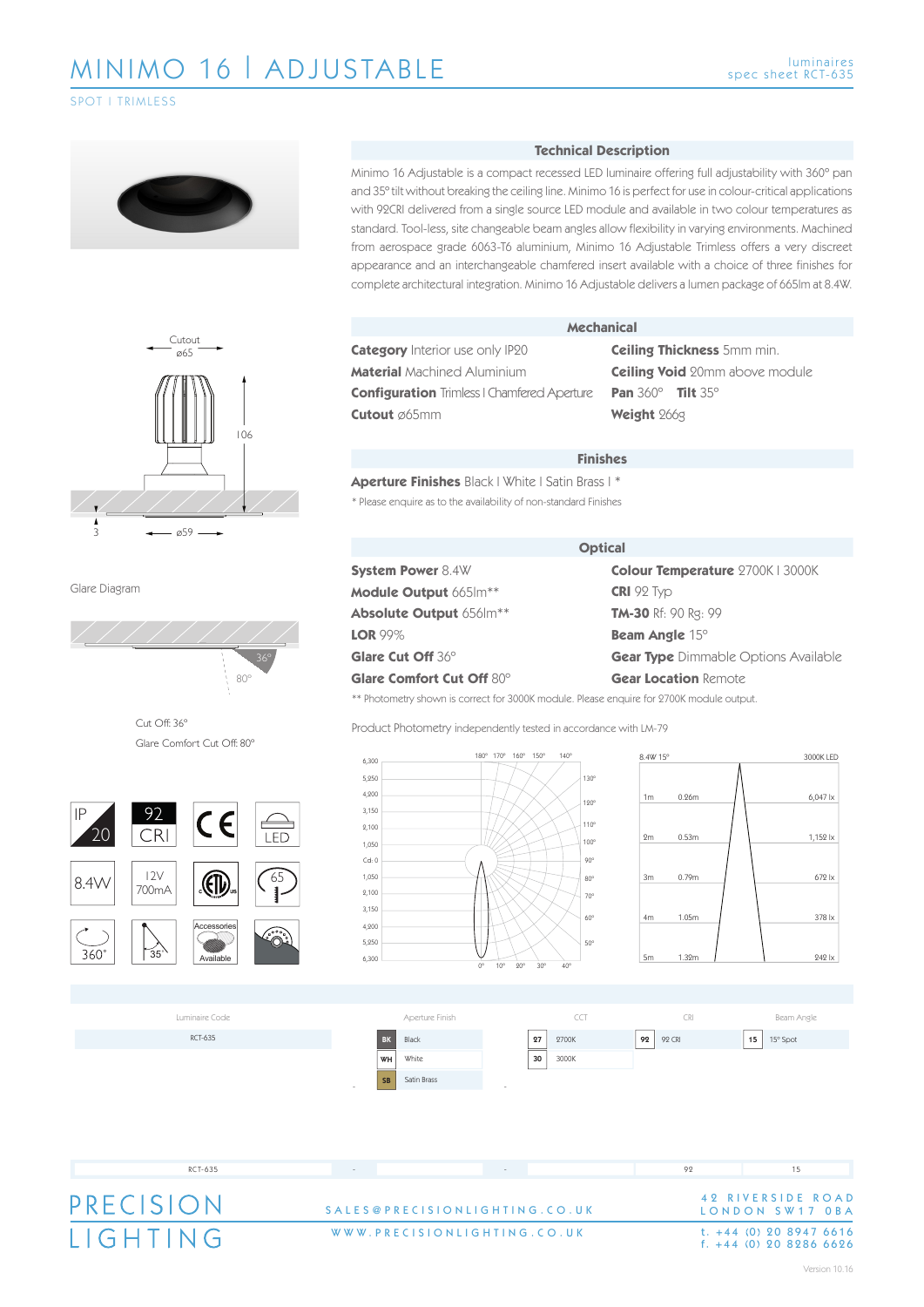# MINIMO 16 | ADJUSTABLE

luminaires
spec sheet RCT-635

SPOT | TRIMLESS

## Technical Description

Minimo 16 Adjustable is a compact recessed LED luminaire offering full adjustability with 360° pan and 35° tilt without breaking the ceiling line. Minimo 16 is perfect for use in colour-critical applications with 92CRI delivered from a single source LED module and available in two colour temperatures as standard. Tool-less, site changeable beam angles allow flexibility in varying environments. Machined from aerospace grade 6063-T6 aluminium, Minimo 16 Adjustable Trimless offers a very discreet appearance and an interchangeable chamfered insert available with a choice of three finishes for complete architectural integration. Minimo 16 Adjustable delivers a lumen package of 665lm at 8.4W.

Cutout ø65
106
3
ø59

## Mechanical

**Category** Interior use only IP20
**Material** Machined Aluminium
**Configuration** Trimless | Chamfered Aperture
**Cutout** ø65mm
**Ceiling Thickness** 5mm min.
**Ceiling Void** 20mm above module
**Pan** 360° **Tilt** 35°
**Weight** 266g

## Finishes

**Aperture Finishes** Black | White | Satin Brass | *

* Please enquire as to the availability of non-standard Finishes

## Optical

**System Power** 8.4W
**Module Output** 665lm**
**Absolute Output** 656lm**
**LOR** 99%
**Glare Cut Off** 36°
**Glare Comfort Cut Off** 80°
**Colour Temperature** 2700K | 3000K
**CRI** 92 Typ
**TM-30** Rf: 90 Rg: 99
**Beam Angle** 15°
**Gear Type** Dimmable Options Available
**Gear Location** Remote

** Photometry shown is correct for 3000K module. Please enquire for 2700K module output.

Glare Diagram

36°
80°

Cut Off: 36°
Glare Comfort Cut Off: 80°

IP 20 | 92 CRI | CE | LED
8.4W | 12V 700mA | ETL | 65
360° | 35° | Accessories Available |

Product Photometry independently tested in accordance with LM-79

8.4W 15° — 3000K LED

| Distance | Diameter | Illuminance |
|---|---|---|
| 1m | 0.26m | 6,047 lx |
| 2m | 0.53m | 1,152 lx |
| 3m | 0.79m | 672 lx |
| 4m | 1.05m | 378 lx |
| 5m | 1.32m | 242 lx |

| Luminaire Code | Aperture Finish | CCT | CRI | Beam Angle |
|---|---|---|---|---|
| RCT-635 | BK Black | 27 2700K | 92 92 CRI | 15 15° Spot |
| | WH White | 30 3000K | | |
| | SB Satin Brass | | | |

| RCT-635 | - | - | 92 | 15 |
|---|---|---|---|---|

PRECISION LIGHTING

SALES@PRECISIONLIGHTING.CO.UK
WWW.PRECISIONLIGHTING.CO.UK

42 RIVERSIDE ROAD
LONDON SW17 0BA
t. +44 (0) 20 8947 6616
f. +44 (0) 20 8286 6626

Version 10.16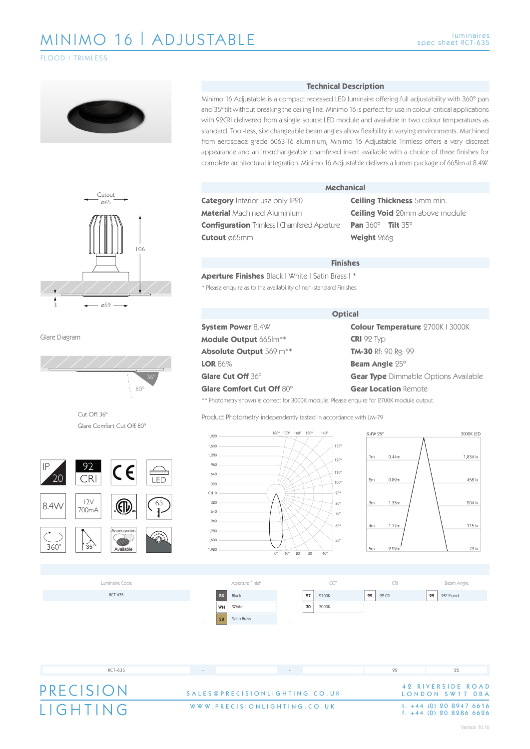# MINIMO 16 | ADJUSTABLE

luminaires
spec sheet RCT-635

FLOOD I TRIMLESS

## Technical Description

Minimo 16 Adjustable is a compact recessed LED luminaire offering full adjustability with 360° pan and 35° tilt without breaking the ceiling line. Minimo 16 is perfect for use in colour-critical applications with 92CRI delivered from a single source LED module and available in two colour temperatures as standard. Tool-less, site changeable beam angles allow flexibility in varying environments. Machined from aerospace grade 6063-T6 aluminium, Minimo 16 Adjustable Trimless offers a very discreet appearance and an interchangeable chamfered insert available with a choice of three finishes for complete architectural integration. Minimo 16 Adjustable delivers a lumen package of 665lm at 8.4W.

Cutout ø65

106

3

ø59

## Mechanical

**Category** Interior use only IP20
**Material** Machined Aluminium
**Configuration** Trimless I Chamfered Aperture
**Cutout** ø65mm
**Ceiling Thickness** 5mm min.
**Ceiling Void** 20mm above module
**Pan** 360° **Tilt** 35°
**Weight** 266g

## Finishes

**Aperture Finishes** Black I White I Satin Brass I *

* Please enquire as to the availability of non-standard Finishes

## Optical

**System Power** 8.4W
**Module Output** 665lm**
**Absolute Output** 569lm**
**LOR** 86%
**Glare Cut Off** 36°
**Glare Comfort Cut Off** 80°
**Colour Temperature** 2700K I 3000K
**CRI** 92 Typ
**TM-30** Rf: 90 Rg: 99
**Beam Angle** 25°
**Gear Type** Dimmable Options Available
**Gear Location** Remote

** Photometry shown is correct for 3000K module. Please enquire for 2700K module output.

Glare Diagram

36°
80°

Cut Off: 36°
Glare Comfort Cut Off: 80°

Product Photometry independently tested in accordance with LM-79

IP 20 | 92 CRI | CE | LED
8.4W | 12V 700mA | ETL | 65
360° | 35° | Accessories Available |

8.4W 25° — 3000K LED

| Distance | Diameter | Illuminance |
|---|---|---|
| 1m | 0.44m | 1,834 lx |
| 2m | 0.89m | 458 lx |
| 3m | 1.33m | 204 lx |
| 4m | 1.77m | 115 lx |
| 5m | 2.22m | 73 lx |

| Luminaire Code | Aperture Finish | CCT | CRI | Beam Angle |
|---|---|---|---|---|
| RCT-635 | BK Black | 27 2700K | 92 92 CRI | 25 25° Flood |
| | WH White | 30 3000K | | |
| | SB Satin Brass | | | |

| RCT-635 | - | - | 92 | 25 |
|---|---|---|---|---|

PRECISION LIGHTING

SALES@PRECISIONLIGHTING.CO.UK
WWW.PRECISIONLIGHTING.CO.UK

42 RIVERSIDE ROAD
LONDON SW17 0BA
t. +44 (0) 20 8947 6616
f. +44 (0) 20 8286 6626

Version 10.16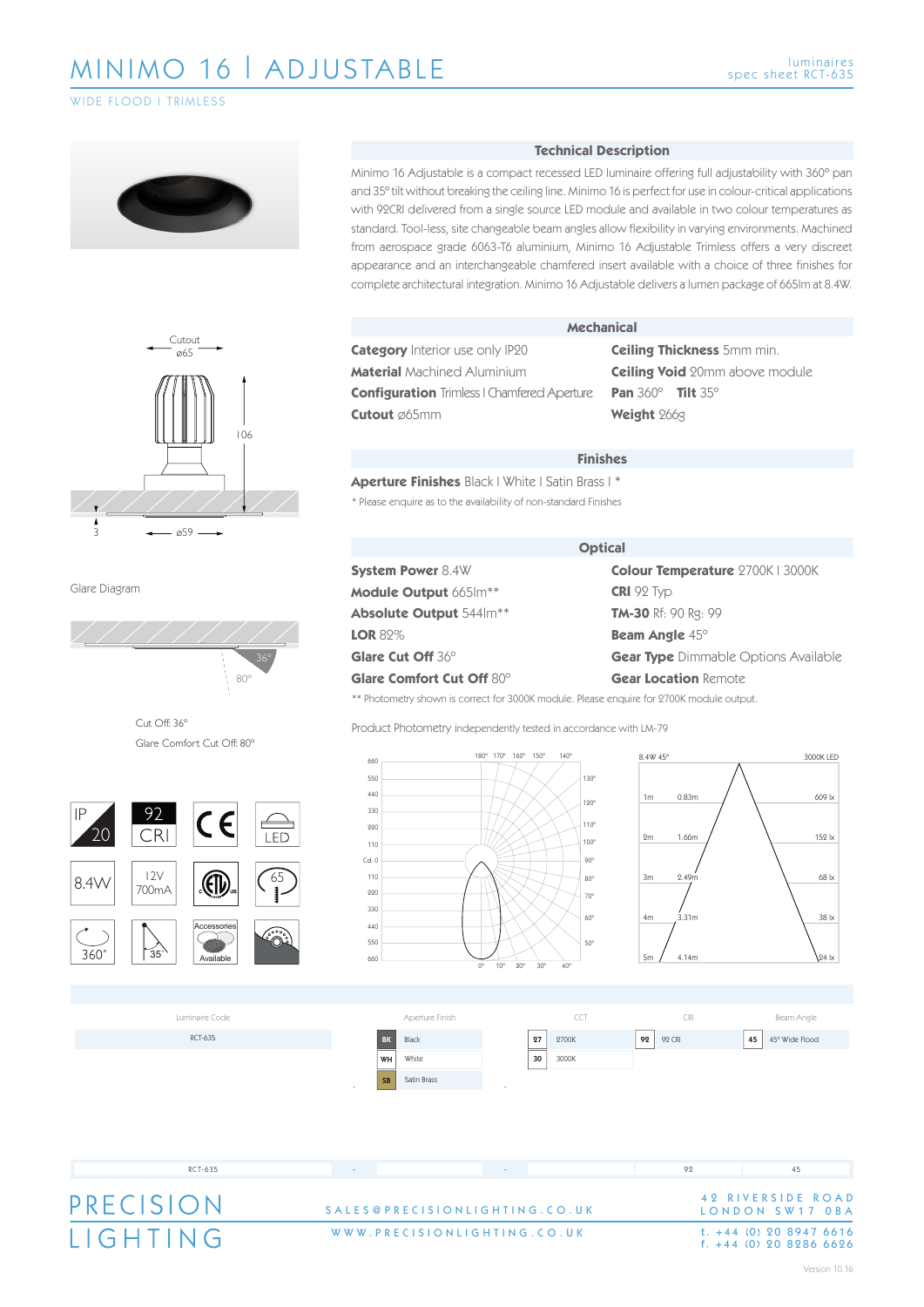# MINIMO 16 | ADJUSTABLE

luminaires
spec sheet RCT-635

WIDE FLOOD | TRIMLESS

## Technical Description

Minimo 16 Adjustable is a compact recessed LED luminaire offering full adjustability with 360° pan and 35° tilt without breaking the ceiling line. Minimo 16 is perfect for use in colour-critical applications with 92CRI delivered from a single source LED module and available in two colour temperatures as standard. Tool-less, site changeable beam angles allow flexibility in varying environments. Machined from aerospace grade 6063-T6 aluminium, Minimo 16 Adjustable Trimless offers a very discreet appearance and an interchangeable chamfered insert available with a choice of three finishes for complete architectural integration. Minimo 16 Adjustable delivers a lumen package of 665lm at 8.4W.

Cutout
ø65
106
3
ø59

## Mechanical

**Category** Interior use only IP20
**Material** Machined Aluminium
**Configuration** Trimless | Chamfered Aperture
**Cutout** ø65mm
**Ceiling Thickness** 5mm min.
**Ceiling Void** 20mm above module
**Pan** 360° **Tilt** 35°
**Weight** 266g

## Finishes

**Aperture Finishes** Black | White | Satin Brass | *

* Please enquire as to the availability of non-standard Finishes

Glare Diagram

36°
80°

Cut Off: 36°
Glare Comfort Cut Off: 80°

## Optical

**System Power** 8.4W
**Module Output** 665lm**
**Absolute Output** 544lm**
**LOR** 82%
**Glare Cut Off** 36°
**Glare Comfort Cut Off** 80°
**Colour Temperature** 2700K | 3000K
**CRI** 92 Typ
**TM-30** Rf: 90 Rg: 99
**Beam Angle** 45°
**Gear Type** Dimmable Options Available
**Gear Location** Remote

** Photometry shown is correct for 3000K module. Please enquire for 2700K module output.

Product Photometry independently tested in accordance with LM-79

IP 20
92 CRI
CE
LED
8.4W
12V 700mA
ETL
65
360°
35°
Accessories Available

660
550
440
330
220
110
Cd: 0
110
220
330
440
550
660
180° 170° 160° 150° 140°
130°
120°
110°
100°
90°
80°
70°
60°
50°
0° 10° 20° 30° 40°

8.4W 45°
3000K LED
1m 0.83m 609 lx
2m 1.66m 152 lx
3m 2.49m 68 lx
4m 3.31m 38 lx
5m 4.14m 24 lx

| Luminaire Code | Aperture Finish | | CCT | | CRI | | Beam Angle | |
|---|---|---|---|---|---|---|---|---|
| RCT-635 | BK | Black | 27 | 2700K | 92 | 92 CRI | 45 | 45° Wide Flood |
| | WH | White | 30 | 3000K | | | | |
| | SB | Satin Brass | | | | | | |

| RCT-635 | - | - | 92 | 45 |
|---|---|---|---|---|

PRECISION LIGHTING

SALES@PRECISIONLIGHTING.CO.UK
WWW.PRECISIONLIGHTING.CO.UK

42 RIVERSIDE ROAD
LONDON SW17 0BA
t. +44 (0) 20 8947 6616
f. +44 (0) 20 8286 6626

Version 10.16